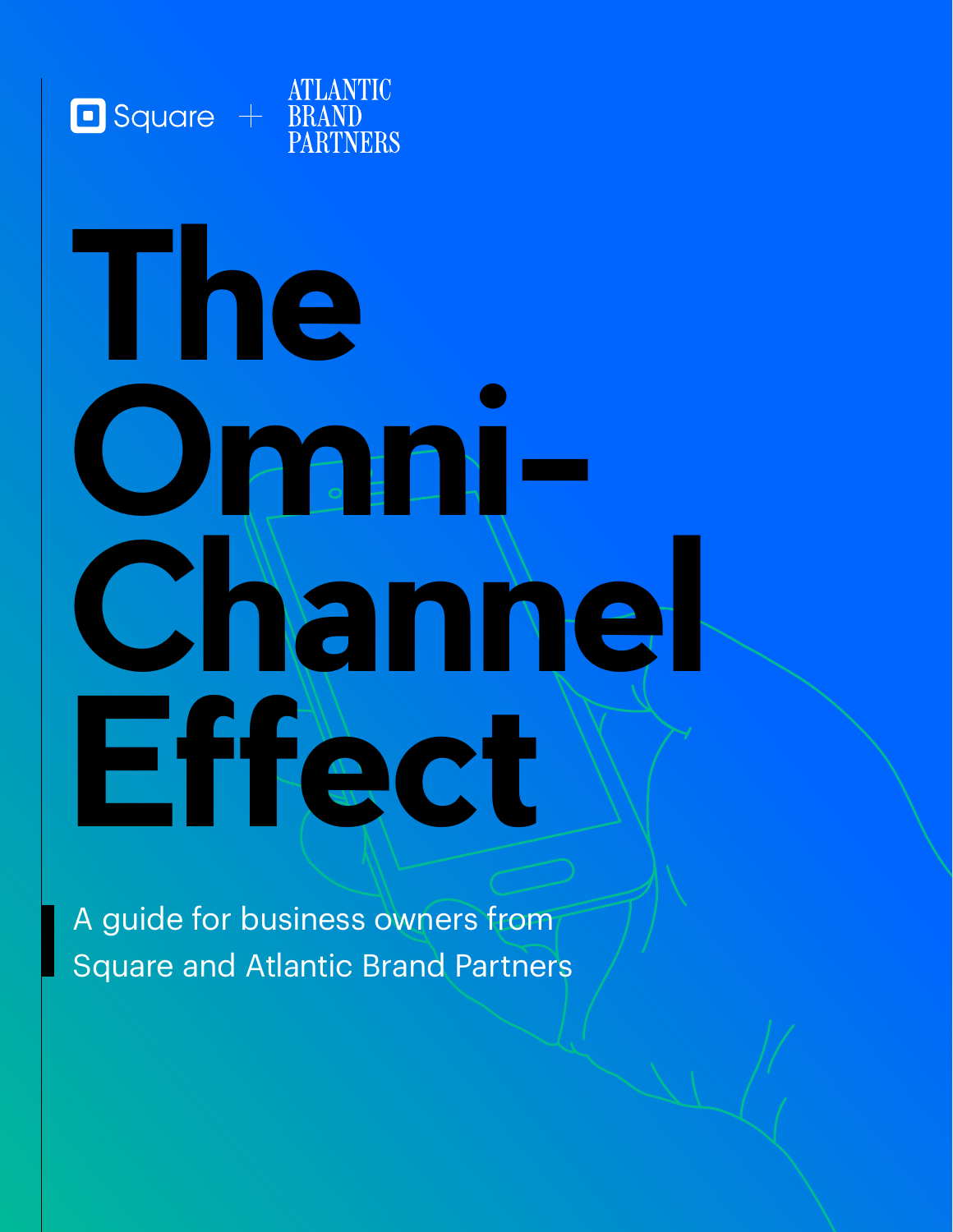Square + ATLANTIC BRAND PARTNERS

# The Omni-Channel Effect

A guide for business owners from Square and Atlantic Brand Partners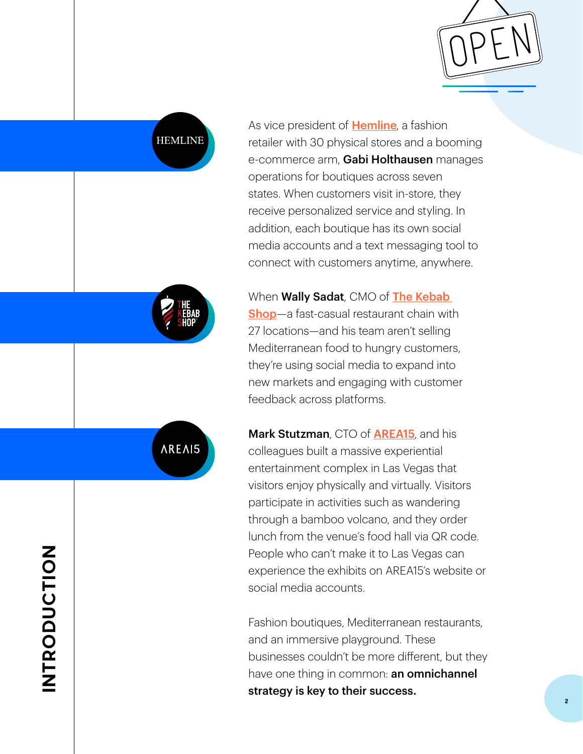# INTRODUCTION

As vice president of Hemline, a fashion retailer with 30 physical stores and a booming e-commerce arm, **Gabi Holthausen** manages operations for boutiques across seven states. When customers visit in-store, they receive personalized service and styling. In addition, each boutique has its own social media accounts and a text messaging tool to connect with customers anytime, anywhere.

When **Wally Sadat**, CMO of The Kebab Shop—a fast-casual restaurant chain with 27 locations—and his team aren't selling Mediterranean food to hungry customers, they're using social media to expand into new markets and engaging with customer feedback across platforms.

**Mark Stutzman**, CTO of AREA15, and his colleagues built a massive experiential entertainment complex in Las Vegas that visitors enjoy physically and virtually. Visitors participate in activities such as wandering through a bamboo volcano, and they order lunch from the venue's food hall via QR code. People who can't make it to Las Vegas can experience the exhibits on AREA15's website or social media accounts.

Fashion boutiques, Mediterranean restaurants, and an immersive playground. These businesses couldn't be more different, but they have one thing in common: **an omnichannel strategy is key to their success.**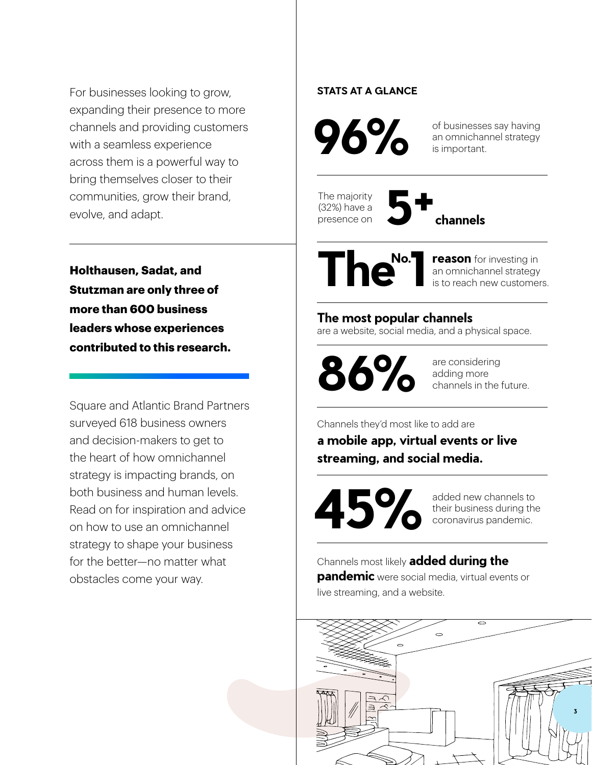For businesses looking to grow, expanding their presence to more channels and providing customers with a seamless experience across them is a powerful way to bring themselves closer to their communities, grow their brand, evolve, and adapt.

**Holthausen, Sadat, and Stutzman are only three of more than 600 business leaders whose experiences contributed to this research.**

Square and Atlantic Brand Partners surveyed 618 business owners and decision-makers to get to the heart of how omnichannel strategy is impacting brands, on both business and human levels. Read on for inspiration and advice on how to use an omnichannel strategy to shape your business for the better—no matter what obstacles come your way.

**STATS AT A GLANCE**

**96%** of businesses say having an omnichannel strategy is important.

The majority (32%) have a presence on **5+ channels**

**The No. 1 reason** for investing in an omnichannel strategy is to reach new customers.

**The most popular channels** are a website, social media, and a physical space.

**86%** are considering adding more channels in the future.

Channels they'd most like to add are **a mobile app, virtual events or live streaming, and social media.**

**45%** added new channels to their business during the coronavirus pandemic.

Channels most likely **added during the pandemic** were social media, virtual events or live streaming, and a website.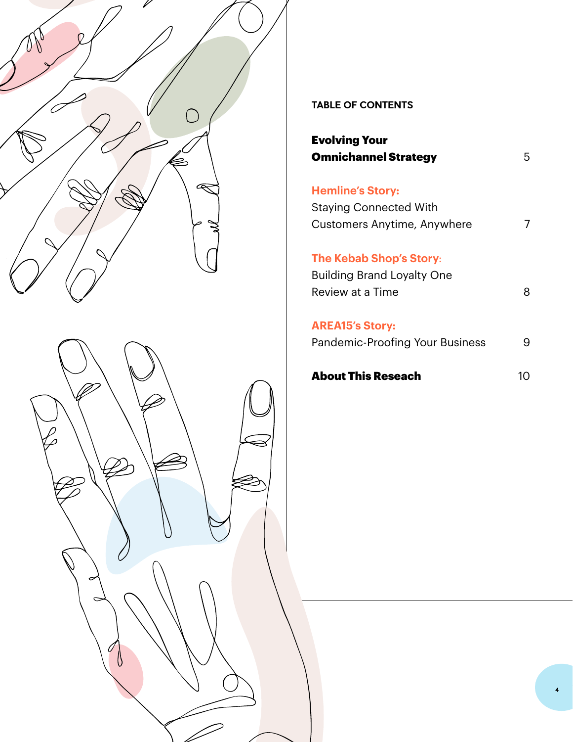## TABLE OF CONTENTS

| | |
|---|---|
| **Evolving Your Omnichannel Strategy** | 5 |
| **Hemline's Story:** Staying Connected With Customers Anytime, Anywhere | 7 |
| **The Kebab Shop's Story:** Building Brand Loyalty One Review at a Time | 8 |
| **AREA15's Story:** Pandemic-Proofing Your Business | 9 |
| **About This Reseach** | 10 |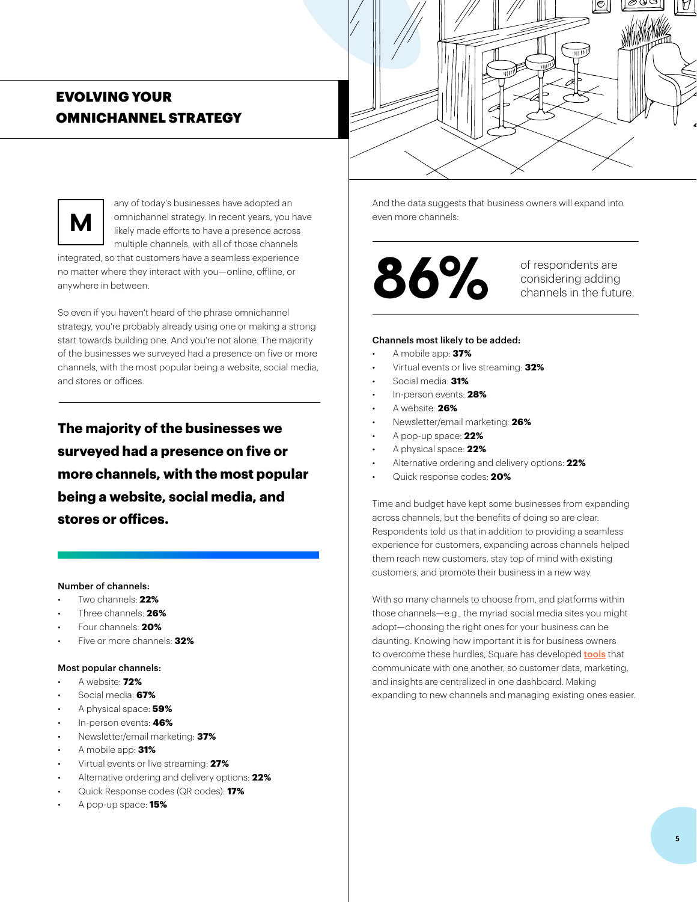## EVOLVING YOUR OMNICHANNEL STRATEGY

Many of today's businesses have adopted an omnichannel strategy. In recent years, you have likely made efforts to have a presence across multiple channels, with all of those channels integrated, so that customers have a seamless experience no matter where they interact with you—online, offline, or anywhere in between.

So even if you haven't heard of the phrase omnichannel strategy, you're probably already using one or making a strong start towards building one. And you're not alone. The majority of the businesses we surveyed had a presence on five or more channels, with the most popular being a website, social media, and stores or offices.

**The majority of the businesses we surveyed had a presence on five or more channels, with the most popular being a website, social media, and stores or offices.**

**Number of channels:**

- Two channels: **22%**
- Three channels: **26%**
- Four channels: **20%**
- Five or more channels: **32%**

**Most popular channels:**

- A website: **72%**
- Social media: **67%**
- A physical space: **59%**
- In-person events: **46%**
- Newsletter/email marketing: **37%**
- A mobile app: **31%**
- Virtual events or live streaming: **27%**
- Alternative ordering and delivery options: **22%**
- Quick Response codes (QR codes): **17%**
- A pop-up space: **15%**

And the data suggests that business owners will expand into even more channels:

**86%** of respondents are considering adding channels in the future.

**Channels most likely to be added:**

- A mobile app: **37%**
- Virtual events or live streaming: **32%**
- Social media: **31%**
- In-person events: **28%**
- A website: **26%**
- Newsletter/email marketing: **26%**
- A pop-up space: **22%**
- A physical space: **22%**
- Alternative ordering and delivery options: **22%**
- Quick response codes: **20%**

Time and budget have kept some businesses from expanding across channels, but the benefits of doing so are clear. Respondents told us that in addition to providing a seamless experience for customers, expanding across channels helped them reach new customers, stay top of mind with existing customers, and promote their business in a new way.

With so many channels to choose from, and platforms within those channels—e.g., the myriad social media sites you might adopt—choosing the right ones for your business can be daunting. Knowing how important it is for business owners to overcome these hurdles, Square has developed tools that communicate with one another, so customer data, marketing, and insights are centralized in one dashboard. Making expanding to new channels and managing existing ones easier.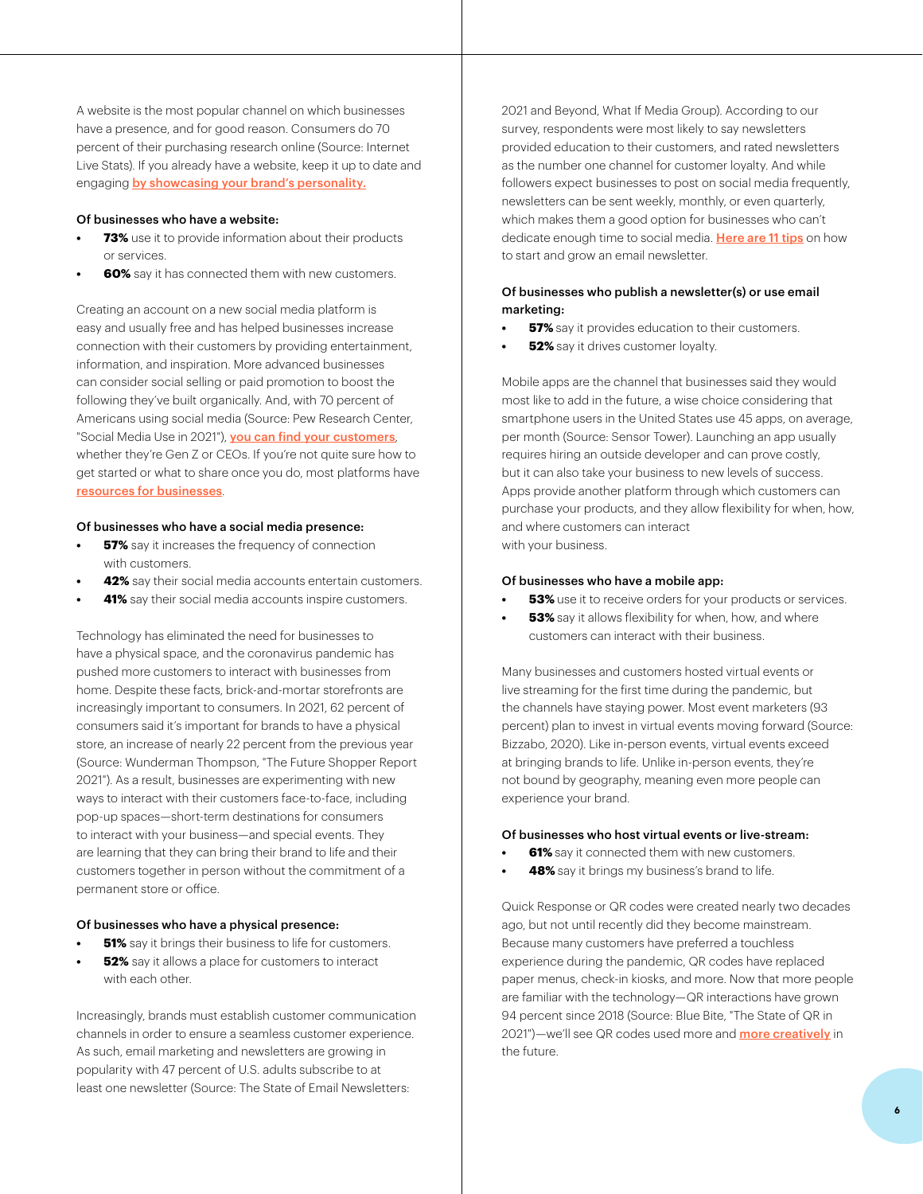A website is the most popular channel on which businesses have a presence, and for good reason. Consumers do 70 percent of their purchasing research online (Source: Internet Live Stats). If you already have a website, keep it up to date and engaging by showcasing your brand's personality.

**Of businesses who have a website:**

- **73%** use it to provide information about their products or services.
- **60%** say it has connected them with new customers.

Creating an account on a new social media platform is easy and usually free and has helped businesses increase connection with their customers by providing entertainment, information, and inspiration. More advanced businesses can consider social selling or paid promotion to boost the following they've built organically. And, with 70 percent of Americans using social media (Source: Pew Research Center, "Social Media Use in 2021"), you can find your customers, whether they're Gen Z or CEOs. If you're not quite sure how to get started or what to share once you do, most platforms have resources for businesses.

**Of businesses who have a social media presence:**

- **57%** say it increases the frequency of connection with customers.
- **42%** say their social media accounts entertain customers.
- **41%** say their social media accounts inspire customers.

Technology has eliminated the need for businesses to have a physical space, and the coronavirus pandemic has pushed more customers to interact with businesses from home. Despite these facts, brick-and-mortar storefronts are increasingly important to consumers. In 2021, 62 percent of consumers said it's important for brands to have a physical store, an increase of nearly 22 percent from the previous year (Source: Wunderman Thompson, "The Future Shopper Report 2021"). As a result, businesses are experimenting with new ways to interact with their customers face-to-face, including pop-up spaces—short-term destinations for consumers to interact with your business—and special events. They are learning that they can bring their brand to life and their customers together in person without the commitment of a permanent store or office.

**Of businesses who have a physical presence:**

- **51%** say it brings their business to life for customers.
- **52%** say it allows a place for customers to interact with each other.

Increasingly, brands must establish customer communication channels in order to ensure a seamless customer experience. As such, email marketing and newsletters are growing in popularity with 47 percent of U.S. adults subscribe to at least one newsletter (Source: The State of Email Newsletters: 2021 and Beyond, What If Media Group). According to our survey, respondents were most likely to say newsletters provided education to their customers, and rated newsletters as the number one channel for customer loyalty. And while followers expect businesses to post on social media frequently, newsletters can be sent weekly, monthly, or even quarterly, which makes them a good option for businesses who can't dedicate enough time to social media. Here are 11 tips on how to start and grow an email newsletter.

**Of businesses who publish a newsletter(s) or use email marketing:**

- **57%** say it provides education to their customers.
- **52%** say it drives customer loyalty.

Mobile apps are the channel that businesses said they would most like to add in the future, a wise choice considering that smartphone users in the United States use 45 apps, on average, per month (Source: Sensor Tower). Launching an app usually requires hiring an outside developer and can prove costly, but it can also take your business to new levels of success. Apps provide another platform through which customers can purchase your products, and they allow flexibility for when, how, and where customers can interact with your business.

**Of businesses who have a mobile app:**

- **53%** use it to receive orders for your products or services.
- **53%** say it allows flexibility for when, how, and where customers can interact with their business.

Many businesses and customers hosted virtual events or live streaming for the first time during the pandemic, but the channels have staying power. Most event marketers (93 percent) plan to invest in virtual events moving forward (Source: Bizzabo, 2020). Like in-person events, virtual events exceed at bringing brands to life. Unlike in-person events, they're not bound by geography, meaning even more people can experience your brand.

**Of businesses who host virtual events or live-stream:**

- **61%** say it connected them with new customers.
- **48%** say it brings my business's brand to life.

Quick Response or QR codes were created nearly two decades ago, but not until recently did they become mainstream. Because many customers have preferred a touchless experience during the pandemic, QR codes have replaced paper menus, check-in kiosks, and more. Now that more people are familiar with the technology—QR interactions have grown 94 percent since 2018 (Source: Blue Bite, "The State of QR in 2021")—we'll see QR codes used more and more creatively in the future.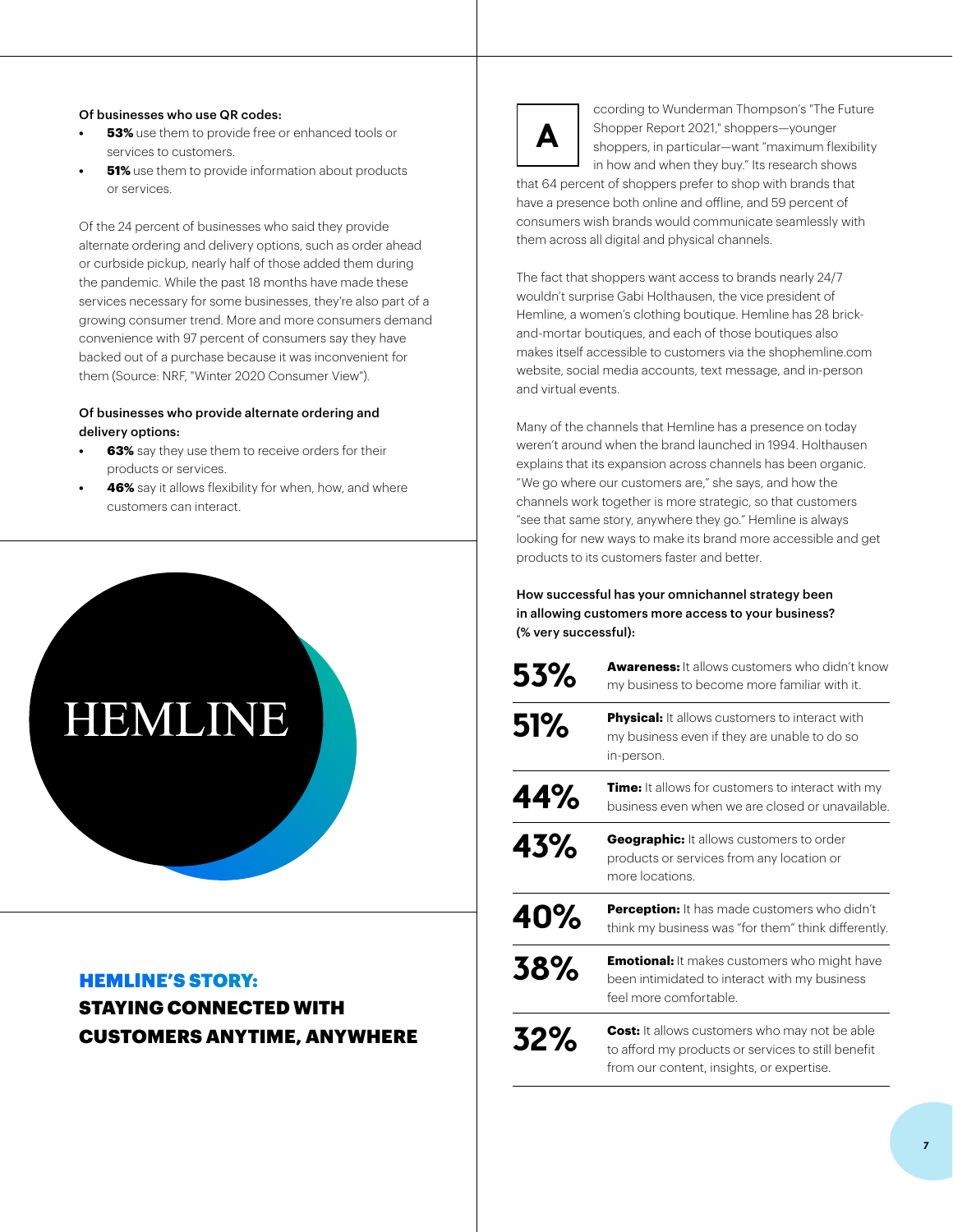**Of businesses who use QR codes:**

- **53%** use them to provide free or enhanced tools or services to customers.
- **51%** use them to provide information about products or services.

Of the 24 percent of businesses who said they provide alternate ordering and delivery options, such as order ahead or curbside pickup, nearly half of those added them during the pandemic. While the past 18 months have made these services necessary for some businesses, they're also part of a growing consumer trend. More and more consumers demand convenience with 97 percent of consumers say they have backed out of a purchase because it was inconvenient for them (Source: NRF, "Winter 2020 Consumer View").

**Of businesses who provide alternate ordering and delivery options:**

- **63%** say they use them to receive orders for their products or services.
- **46%** say it allows flexibility for when, how, and where customers can interact.

HEMLINE

## HEMLINE'S STORY: STAYING CONNECTED WITH CUSTOMERS ANYTIME, ANYWHERE

According to Wunderman Thompson's "The Future Shopper Report 2021," shoppers—younger shoppers, in particular—want "maximum flexibility in how and when they buy." Its research shows that 64 percent of shoppers prefer to shop with brands that have a presence both online and offline, and 59 percent of consumers wish brands would communicate seamlessly with them across all digital and physical channels.

The fact that shoppers want access to brands nearly 24/7 wouldn't surprise Gabi Holthausen, the vice president of Hemline, a women's clothing boutique. Hemline has 28 brick-and-mortar boutiques, and each of those boutiques also makes itself accessible to customers via the shophemline.com website, social media accounts, text message, and in-person and virtual events.

Many of the channels that Hemline has a presence on today weren't around when the brand launched in 1994. Holthausen explains that its expansion across channels has been organic. "We go where our customers are," she says, and how the channels work together is more strategic, so that customers "see that same story, anywhere they go." Hemline is always looking for new ways to make its brand more accessible and get products to its customers faster and better.

**How successful has your omnichannel strategy been in allowing customers more access to your business? (% very successful):**

| % | Description |
|---|---|
| 53% | **Awareness:** It allows customers who didn't know my business to become more familiar with it. |
| 51% | **Physical:** It allows customers to interact with my business even if they are unable to do so in-person. |
| 44% | **Time:** It allows for customers to interact with my business even when we are closed or unavailable. |
| 43% | **Geographic:** It allows customers to order products or services from any location or more locations. |
| 40% | **Perception:** It has made customers who didn't think my business was "for them" think differently. |
| 38% | **Emotional:** It makes customers who might have been intimidated to interact with my business feel more comfortable. |
| 32% | **Cost:** It allows customers who may not be able to afford my products or services to still benefit from our content, insights, or expertise. |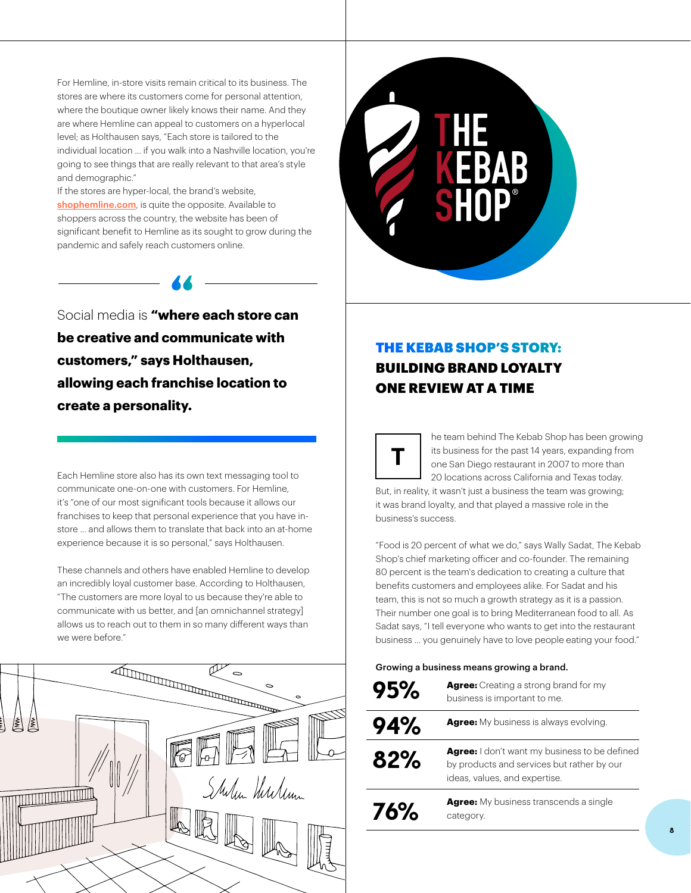For Hemline, in-store visits remain critical to its business. The stores are where its customers come for personal attention, where the boutique owner likely knows their name. And they are where Hemline can appeal to customers on a hyperlocal level; as Holthausen says, "Each store is tailored to the individual location ... if you walk into a Nashville location, you're going to see things that are really relevant to that area's style and demographic."

If the stores are hyper-local, the brand's website, shophemline.com, is quite the opposite. Available to shoppers across the country, the website has been of significant benefit to Hemline as its sought to grow during the pandemic and safely reach customers online.

> Social media is **"where each store can be creative and communicate with customers," says Holthausen, allowing each franchise location to create a personality.**

Each Hemline store also has its own text messaging tool to communicate one-on-one with customers. For Hemline, it's "one of our most significant tools because it allows our franchises to keep that personal experience that you have in-store ... and allows them to translate that back into an at-home experience because it is so personal," says Holthausen.

These channels and others have enabled Hemline to develop an incredibly loyal customer base. According to Holthausen, "The customers are more loyal to us because they're able to communicate with us better, and [an omnichannel strategy] allows us to reach out to them in so many different ways than we were before."

## THE KEBAB SHOP'S STORY: BUILDING BRAND LOYALTY ONE REVIEW AT A TIME

The team behind The Kebab Shop has been growing its business for the past 14 years, expanding from one San Diego restaurant in 2007 to more than 20 locations across California and Texas today. But, in reality, it wasn't just a business the team was growing; it was brand loyalty, and that played a massive role in the business's success.

"Food is 20 percent of what we do," says Wally Sadat, The Kebab Shop's chief marketing officer and co-founder. The remaining 80 percent is the team's dedication to creating a culture that benefits customers and employees alike. For Sadat and his team, this is not so much a growth strategy as it is a passion. Their number one goal is to bring Mediterranean food to all. As Sadat says, "I tell everyone who wants to get into the restaurant business ... you genuinely have to love people eating your food."

**Growing a business means growing a brand.**

| | |
|---|---|
| **95%** | **Agree:** Creating a strong brand for my business is important to me. |
| **94%** | **Agree:** My business is always evolving. |
| **82%** | **Agree:** I don't want my business to be defined by products and services but rather by our ideas, values, and expertise. |
| **76%** | **Agree:** My business transcends a single category. |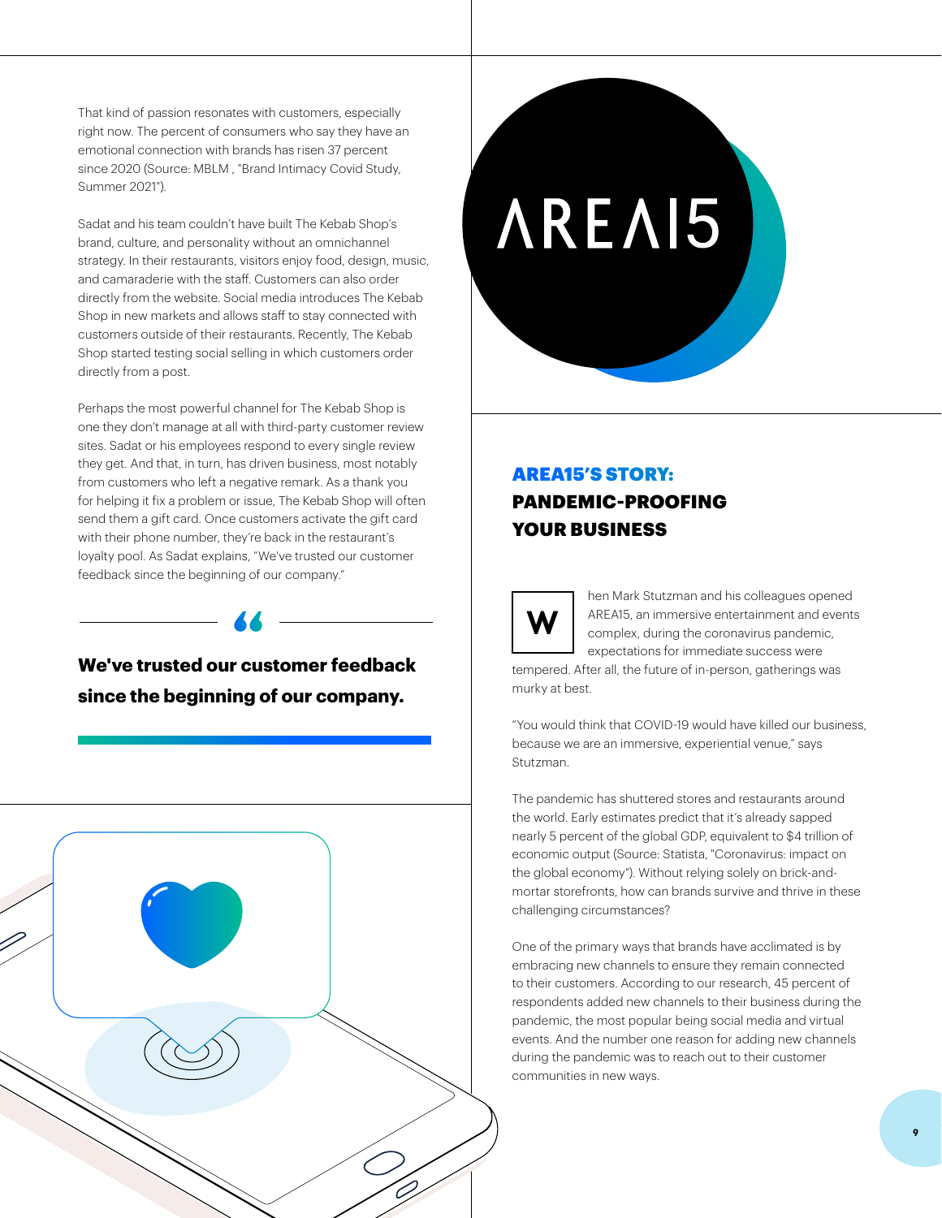That kind of passion resonates with customers, especially right now. The percent of consumers who say they have an emotional connection with brands has risen 37 percent since 2020 (Source: MBLM , "Brand Intimacy Covid Study, Summer 2021").

Sadat and his team couldn't have built The Kebab Shop's brand, culture, and personality without an omnichannel strategy. In their restaurants, visitors enjoy food, design, music, and camaraderie with the staff. Customers can also order directly from the website. Social media introduces The Kebab Shop in new markets and allows staff to stay connected with customers outside of their restaurants. Recently, The Kebab Shop started testing social selling in which customers order directly from a post.

Perhaps the most powerful channel for The Kebab Shop is one they don't manage at all with third-party customer review sites. Sadat or his employees respond to every single review they get. And that, in turn, has driven business, most notably from customers who left a negative remark. As a thank you for helping it fix a problem or issue, The Kebab Shop will often send them a gift card. Once customers activate the gift card with their phone number, they're back in the restaurant's loyalty pool. As Sadat explains, "We've trusted our customer feedback since the beginning of our company."

> **We've trusted our customer feedback since the beginning of our company.**

AREA15

## AREA15'S STORY: PANDEMIC-PROOFING YOUR BUSINESS

When Mark Stutzman and his colleagues opened AREA15, an immersive entertainment and events complex, during the coronavirus pandemic, expectations for immediate success were tempered. After all, the future of in-person, gatherings was murky at best.

"You would think that COVID-19 would have killed our business, because we are an immersive, experiential venue," says Stutzman.

The pandemic has shuttered stores and restaurants around the world. Early estimates predict that it's already sapped nearly 5 percent of the global GDP, equivalent to $4 trillion of economic output (Source: Statista, "Coronavirus: impact on the global economy"). Without relying solely on brick-and-mortar storefronts, how can brands survive and thrive in these challenging circumstances?

One of the primary ways that brands have acclimated is by embracing new channels to ensure they remain connected to their customers. According to our research, 45 percent of respondents added new channels to their business during the pandemic, the most popular being social media and virtual events. And the number one reason for adding new channels during the pandemic was to reach out to their customer communities in new ways.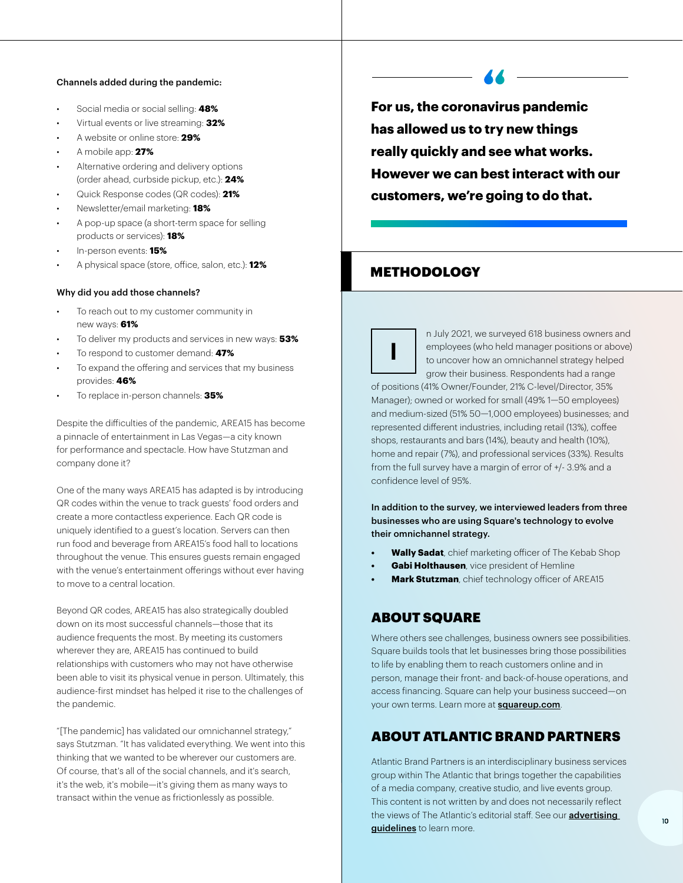Channels added during the pandemic:

- Social media or social selling: **48%**
- Virtual events or live streaming: **32%**
- A website or online store: **29%**
- A mobile app: **27%**
- Alternative ordering and delivery options (order ahead, curbside pickup, etc.): **24%**
- Quick Response codes (QR codes): **21%**
- Newsletter/email marketing: **18%**
- A pop-up space (a short-term space for selling products or services): **18%**
- In-person events: **15%**
- A physical space (store, office, salon, etc.): **12%**

Why did you add those channels?

- To reach out to my customer community in new ways: **61%**
- To deliver my products and services in new ways: **53%**
- To respond to customer demand: **47%**
- To expand the offering and services that my business provides: **46%**
- To replace in-person channels: **35%**

Despite the difficulties of the pandemic, AREA15 has become a pinnacle of entertainment in Las Vegas—a city known for performance and spectacle. How have Stutzman and company done it?

One of the many ways AREA15 has adapted is by introducing QR codes within the venue to track guests' food orders and create a more contactless experience. Each QR code is uniquely identified to a guest's location. Servers can then run food and beverage from AREA15's food hall to locations throughout the venue. This ensures guests remain engaged with the venue's entertainment offerings without ever having to move to a central location.

Beyond QR codes, AREA15 has also strategically doubled down on its most successful channels—those that its audience frequents the most. By meeting its customers wherever they are, AREA15 has continued to build relationships with customers who may not have otherwise been able to visit its physical venue in person. Ultimately, this audience-first mindset has helped it rise to the challenges of the pandemic.

"[The pandemic] has validated our omnichannel strategy," says Stutzman. "It has validated everything. We went into this thinking that we wanted to be wherever our customers are. Of course, that's all of the social channels, and it's search, it's the web, it's mobile—it's giving them as many ways to transact within the venue as frictionlessly as possible.

> **For us, the coronavirus pandemic has allowed us to try new things really quickly and see what works. However we can best interact with our customers, we're going to do that.**

## METHODOLOGY

In July 2021, we surveyed 618 business owners and employees (who held manager positions or above) to uncover how an omnichannel strategy helped grow their business. Respondents had a range of positions (41% Owner/Founder, 21% C-level/Director, 35% Manager); owned or worked for small (49% 1—50 employees) and medium-sized (51% 50—1,000 employees) businesses; and represented different industries, including retail (13%), coffee shops, restaurants and bars (14%), beauty and health (10%), home and repair (7%), and professional services (33%). Results from the full survey have a margin of error of +/- 3.9% and a confidence level of 95%.

**In addition to the survey, we interviewed leaders from three businesses who are using Square's technology to evolve their omnichannel strategy.**

- **Wally Sadat**, chief marketing officer of The Kebab Shop
- **Gabi Holthausen**, vice president of Hemline
- **Mark Stutzman**, chief technology officer of AREA15

## ABOUT SQUARE

Where others see challenges, business owners see possibilities. Square builds tools that let businesses bring those possibilities to life by enabling them to reach customers online and in person, manage their front- and back-of-house operations, and access financing. Square can help your business succeed—on your own terms. Learn more at **squareup.com**.

## ABOUT ATLANTIC BRAND PARTNERS

Atlantic Brand Partners is an interdisciplinary business services group within The Atlantic that brings together the capabilities of a media company, creative studio, and live events group. This content is not written by and does not necessarily reflect the views of The Atlantic's editorial staff. See our **advertising guidelines** to learn more.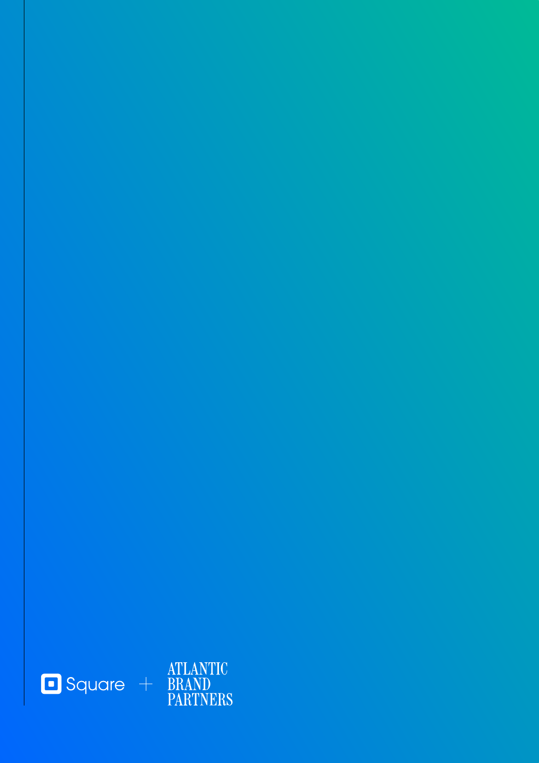Square + ATLANTIC BRAND PARTNERS